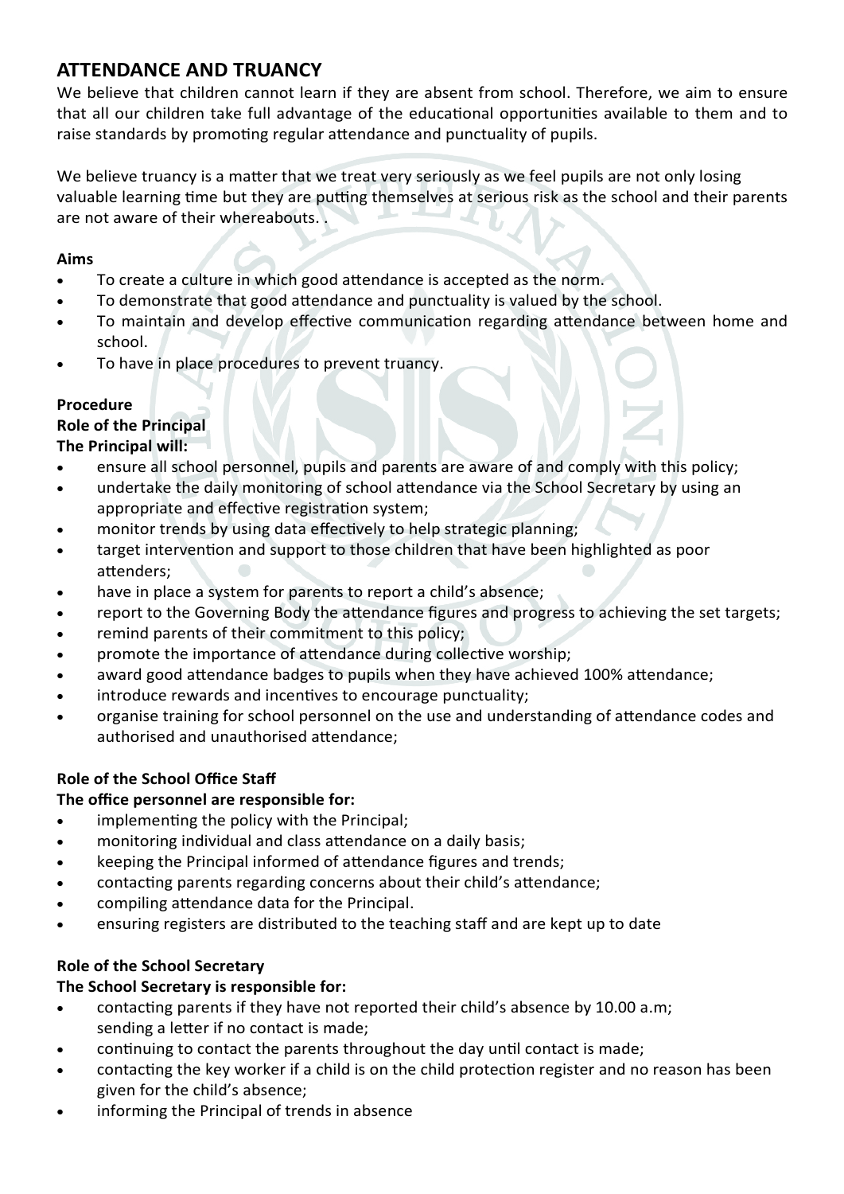## ATTENDANCE AND TRUANCY

We believe that children cannot learn if they are absent from school. Therefore, we aim to ensure that all our children take full advantage of the educational opportunities available to them and to raise standards by promoting regular attendance and punctuality of pupils.

We believe truancy is a matter that we treat very seriously as we feel pupils are not only losing valuable learning time but they are putting themselves at serious risk as the school and their parents are not aware of their whereabouts. .

**Aims**

- To create a culture in which good attendance is accepted as the norm.
- To demonstrate that good attendance and punctuality is valued by the school.
- To maintain and develop effective communication regarding attendance between home and school.
- To have in place procedures to prevent truancy.

**Procedure**

**Role of the Principal**

**The Principal will:**

- ensure all school personnel, pupils and parents are aware of and comply with this policy;
- undertake the daily monitoring of school attendance via the School Secretary by using an appropriate and effective registration system;
- monitor trends by using data effectively to help strategic planning;
- target intervention and support to those children that have been highlighted as poor attenders;
- have in place a system for parents to report a child's absence;
- report to the Governing Body the attendance figures and progress to achieving the set targets;
- remind parents of their commitment to this policy;
- promote the importance of attendance during collective worship;
- award good attendance badges to pupils when they have achieved 100% attendance;
- introduce rewards and incentives to encourage punctuality;
- organise training for school personnel on the use and understanding of attendance codes and authorised and unauthorised attendance;

**Role of the School Office Staff**

**The office personnel are responsible for:**

- implementing the policy with the Principal;
- monitoring individual and class attendance on a daily basis;
- keeping the Principal informed of attendance figures and trends;
- contacting parents regarding concerns about their child's attendance;
- compiling attendance data for the Principal.
- ensuring registers are distributed to the teaching staff and are kept up to date

**Role of the School Secretary**

**The School Secretary is responsible for:**

- contacting parents if they have not reported their child's absence by 10.00 a.m; sending a letter if no contact is made;
- continuing to contact the parents throughout the day until contact is made;
- contacting the key worker if a child is on the child protection register and no reason has been given for the child's absence;
- informing the Principal of trends in absence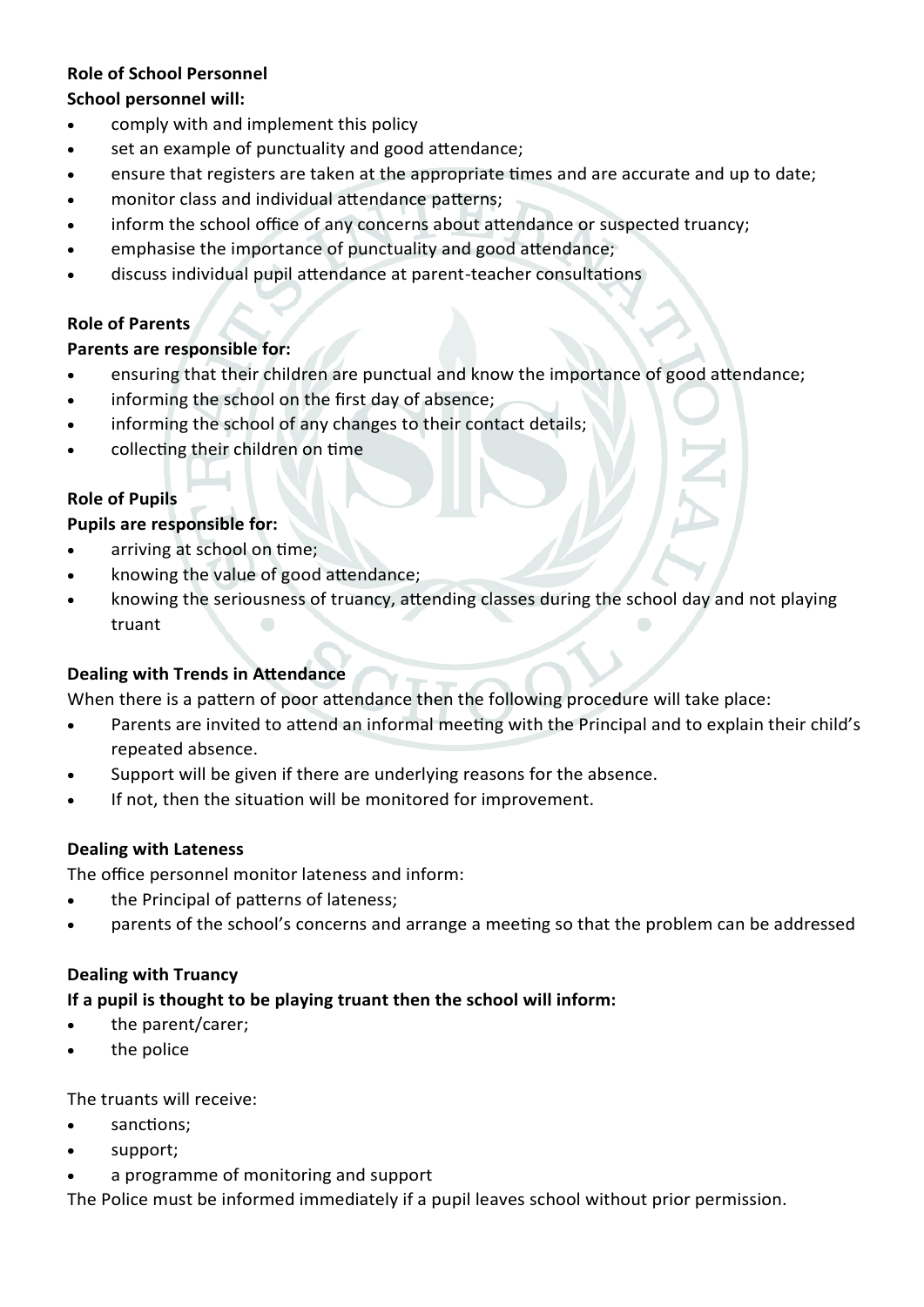**Role of School Personnel**

**School personnel will:**

- comply with and implement this policy
- set an example of punctuality and good attendance;
- ensure that registers are taken at the appropriate times and are accurate and up to date;
- monitor class and individual attendance patterns;
- inform the school office of any concerns about attendance or suspected truancy;
- emphasise the importance of punctuality and good attendance;
- discuss individual pupil attendance at parent-teacher consultations

**Role of Parents**

**Parents are responsible for:**

- ensuring that their children are punctual and know the importance of good attendance;
- informing the school on the first day of absence;
- informing the school of any changes to their contact details;
- collecting their children on time

**Role of Pupils**

**Pupils are responsible for:**

- arriving at school on time;
- knowing the value of good attendance;
- knowing the seriousness of truancy, attending classes during the school day and not playing truant

**Dealing with Trends in Attendance**

When there is a pattern of poor attendance then the following procedure will take place:

- Parents are invited to attend an informal meeting with the Principal and to explain their child's repeated absence.
- Support will be given if there are underlying reasons for the absence.
- If not, then the situation will be monitored for improvement.

**Dealing with Lateness**

The office personnel monitor lateness and inform:

- the Principal of patterns of lateness;
- parents of the school's concerns and arrange a meeting so that the problem can be addressed

**Dealing with Truancy**

**If a pupil is thought to be playing truant then the school will inform:**

- the parent/carer;
- the police

The truants will receive:

- sanctions;
- support;
- a programme of monitoring and support

The Police must be informed immediately if a pupil leaves school without prior permission.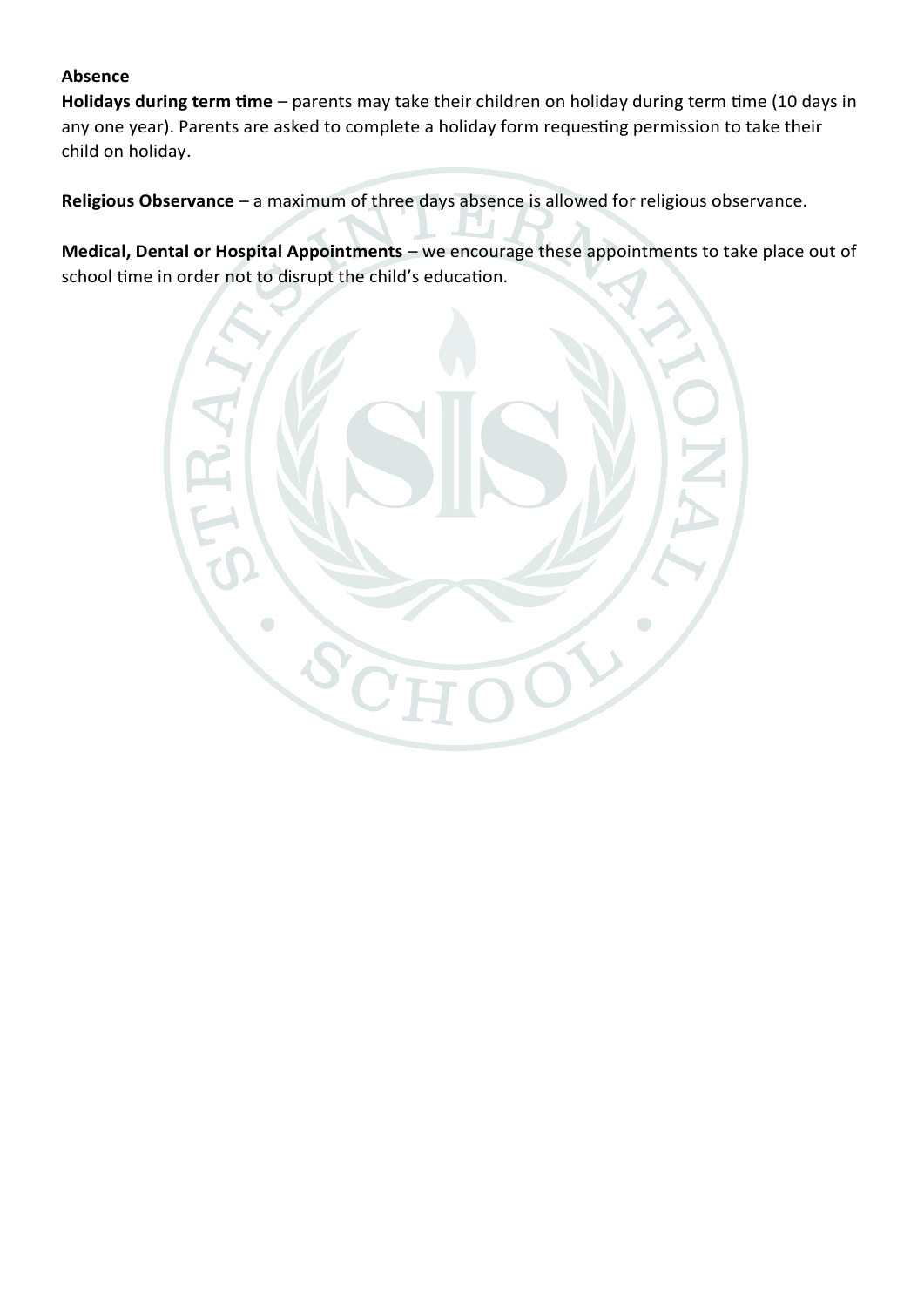**Absence**

**Holidays during term time** – parents may take their children on holiday during term time (10 days in any one year). Parents are asked to complete a holiday form requesting permission to take their child on holiday.

**Religious Observance** – a maximum of three days absence is allowed for religious observance.

**Medical, Dental or Hospital Appointments** – we encourage these appointments to take place out of school time in order not to disrupt the child's education.